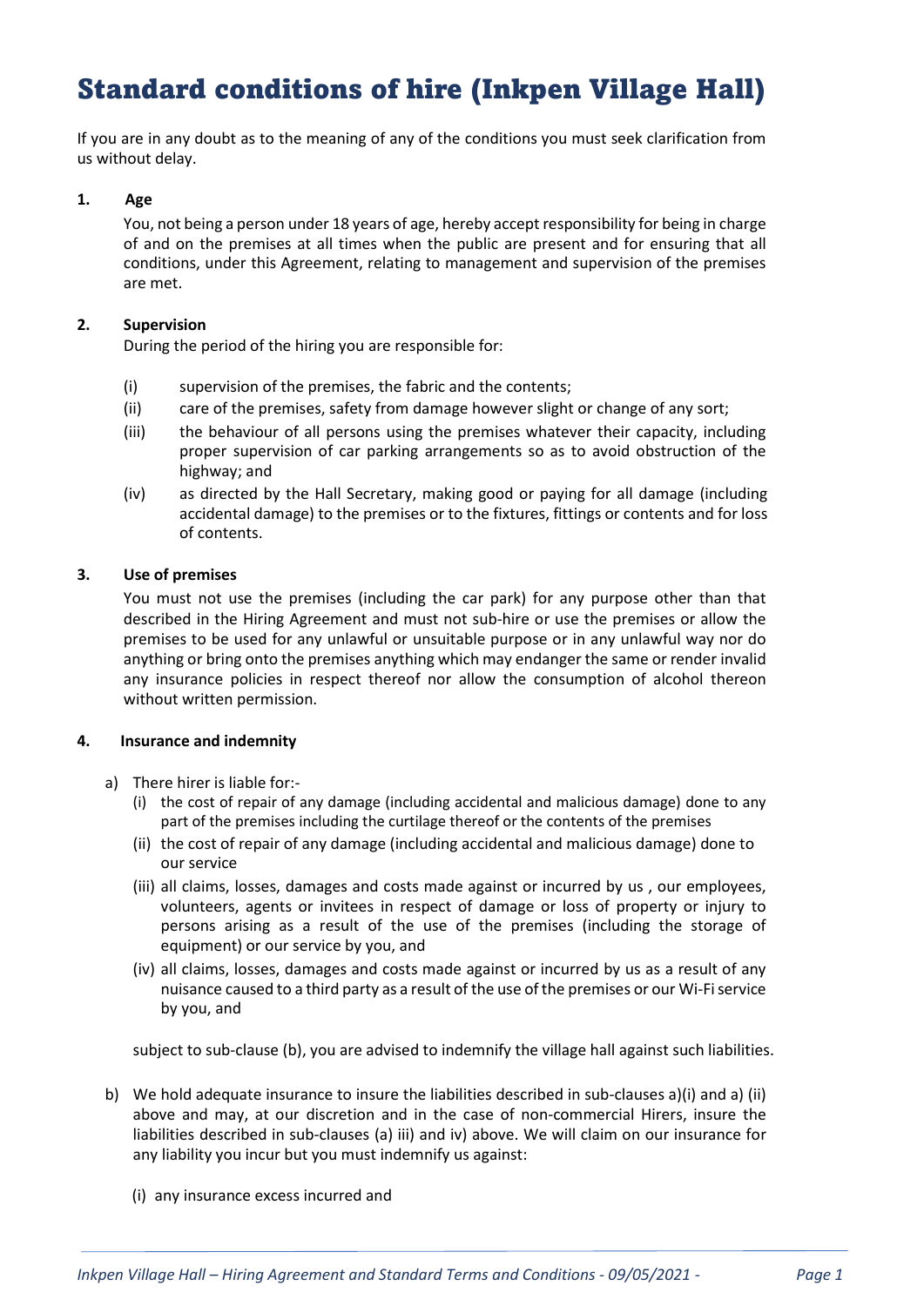# Standard conditions of hire (Inkpen Village Hall)

If you are in any doubt as to the meaning of any of the conditions you must seek clarification from us without delay.

**1. Age**

You, not being a person under 18 years of age, hereby accept responsibility for being in charge of and on the premises at all times when the public are present and for ensuring that all conditions, under this Agreement, relating to management and supervision of the premises are met.

**2. Supervision**

During the period of the hiring you are responsible for:

(i) supervision of the premises, the fabric and the contents;

(ii) care of the premises, safety from damage however slight or change of any sort;

(iii) the behaviour of all persons using the premises whatever their capacity, including proper supervision of car parking arrangements so as to avoid obstruction of the highway; and

(iv) as directed by the Hall Secretary, making good or paying for all damage (including accidental damage) to the premises or to the fixtures, fittings or contents and for loss of contents.

**3. Use of premises**

You must not use the premises (including the car park) for any purpose other than that described in the Hiring Agreement and must not sub-hire or use the premises or allow the premises to be used for any unlawful or unsuitable purpose or in any unlawful way nor do anything or bring onto the premises anything which may endanger the same or render invalid any insurance policies in respect thereof nor allow the consumption of alcohol thereon without written permission.

**4. Insurance and indemnity**

a) There hirer is liable for:-
   - (i) the cost of repair of any damage (including accidental and malicious damage) done to any part of the premises including the curtilage thereof or the contents of the premises
   - (ii) the cost of repair of any damage (including accidental and malicious damage) done to our service
   - (iii) all claims, losses, damages and costs made against or incurred by us , our employees, volunteers, agents or invitees in respect of damage or loss of property or injury to persons arising as a result of the use of the premises (including the storage of equipment) or our service by you, and
   - (iv) all claims, losses, damages and costs made against or incurred by us as a result of any nuisance caused to a third party as a result of the use of the premises or our Wi-Fi service by you, and

   subject to sub-clause (b), you are advised to indemnify the village hall against such liabilities.

b) We hold adequate insurance to insure the liabilities described in sub-clauses a)(i) and a) (ii) above and may, at our discretion and in the case of non-commercial Hirers, insure the liabilities described in sub-clauses (a) iii) and iv) above. We will claim on our insurance for any liability you incur but you must indemnify us against:

   (i) any insurance excess incurred and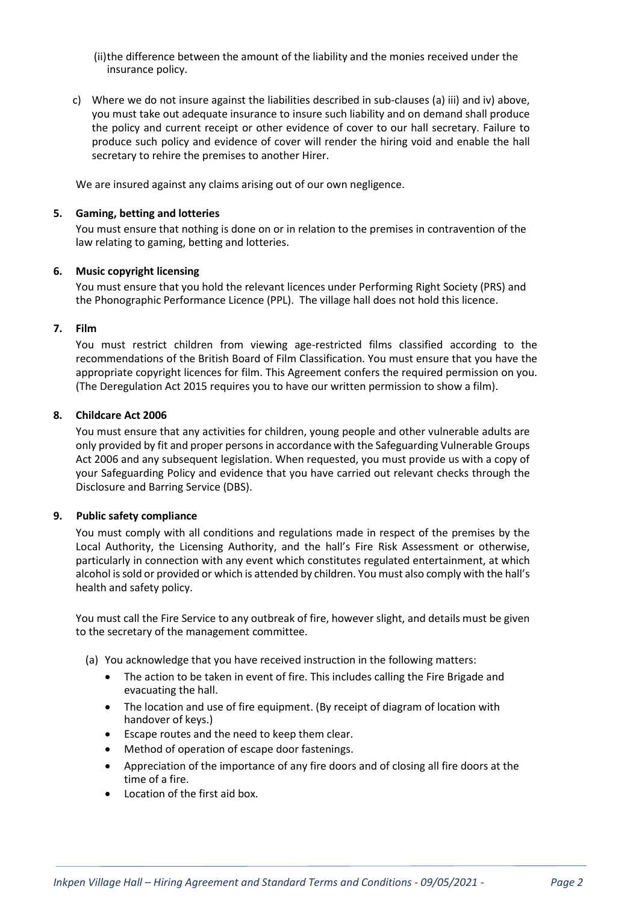(ii) the difference between the amount of the liability and the monies received under the insurance policy.

c) Where we do not insure against the liabilities described in sub-clauses (a) iii) and iv) above, you must take out adequate insurance to insure such liability and on demand shall produce the policy and current receipt or other evidence of cover to our hall secretary. Failure to produce such policy and evidence of cover will render the hiring void and enable the hall secretary to rehire the premises to another Hirer.

We are insured against any claims arising out of our own negligence.

### 5. Gaming, betting and lotteries

You must ensure that nothing is done on or in relation to the premises in contravention of the law relating to gaming, betting and lotteries.

### 6. Music copyright licensing

You must ensure that you hold the relevant licences under Performing Right Society (PRS) and the Phonographic Performance Licence (PPL). The village hall does not hold this licence.

### 7. Film

You must restrict children from viewing age-restricted films classified according to the recommendations of the British Board of Film Classification. You must ensure that you have the appropriate copyright licences for film. This Agreement confers the required permission on you. (The Deregulation Act 2015 requires you to have our written permission to show a film).

### 8. Childcare Act 2006

You must ensure that any activities for children, young people and other vulnerable adults are only provided by fit and proper persons in accordance with the Safeguarding Vulnerable Groups Act 2006 and any subsequent legislation. When requested, you must provide us with a copy of your Safeguarding Policy and evidence that you have carried out relevant checks through the Disclosure and Barring Service (DBS).

### 9. Public safety compliance

You must comply with all conditions and regulations made in respect of the premises by the Local Authority, the Licensing Authority, and the hall's Fire Risk Assessment or otherwise, particularly in connection with any event which constitutes regulated entertainment, at which alcohol is sold or provided or which is attended by children. You must also comply with the hall's health and safety policy.

You must call the Fire Service to any outbreak of fire, however slight, and details must be given to the secretary of the management committee.

(a) You acknowledge that you have received instruction in the following matters:

- The action to be taken in event of fire. This includes calling the Fire Brigade and evacuating the hall.
- The location and use of fire equipment. (By receipt of diagram of location with handover of keys.)
- Escape routes and the need to keep them clear.
- Method of operation of escape door fastenings.
- Appreciation of the importance of any fire doors and of closing all fire doors at the time of a fire.
- Location of the first aid box.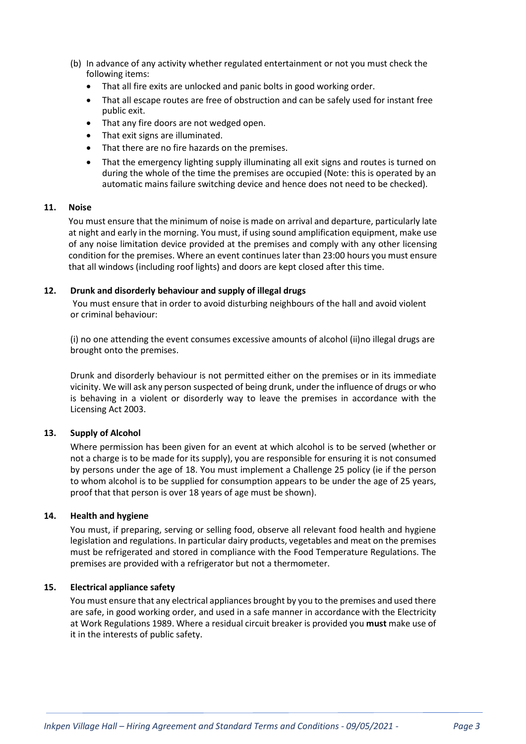(b) In advance of any activity whether regulated entertainment or not you must check the following items:

- That all fire exits are unlocked and panic bolts in good working order.
- That all escape routes are free of obstruction and can be safely used for instant free public exit.
- That any fire doors are not wedged open.
- That exit signs are illuminated.
- That there are no fire hazards on the premises.
- That the emergency lighting supply illuminating all exit signs and routes is turned on during the whole of the time the premises are occupied (Note: this is operated by an automatic mains failure switching device and hence does not need to be checked).

## 11. Noise

You must ensure that the minimum of noise is made on arrival and departure, particularly late at night and early in the morning. You must, if using sound amplification equipment, make use of any noise limitation device provided at the premises and comply with any other licensing condition for the premises. Where an event continues later than 23:00 hours you must ensure that all windows (including roof lights) and doors are kept closed after this time.

## 12. Drunk and disorderly behaviour and supply of illegal drugs

You must ensure that in order to avoid disturbing neighbours of the hall and avoid violent or criminal behaviour:

(i) no one attending the event consumes excessive amounts of alcohol (ii)no illegal drugs are brought onto the premises.

Drunk and disorderly behaviour is not permitted either on the premises or in its immediate vicinity. We will ask any person suspected of being drunk, under the influence of drugs or who is behaving in a violent or disorderly way to leave the premises in accordance with the Licensing Act 2003.

## 13. Supply of Alcohol

Where permission has been given for an event at which alcohol is to be served (whether or not a charge is to be made for its supply), you are responsible for ensuring it is not consumed by persons under the age of 18. You must implement a Challenge 25 policy (ie if the person to whom alcohol is to be supplied for consumption appears to be under the age of 25 years, proof that that person is over 18 years of age must be shown).

## 14. Health and hygiene

You must, if preparing, serving or selling food, observe all relevant food health and hygiene legislation and regulations. In particular dairy products, vegetables and meat on the premises must be refrigerated and stored in compliance with the Food Temperature Regulations. The premises are provided with a refrigerator but not a thermometer.

## 15. Electrical appliance safety

You must ensure that any electrical appliances brought by you to the premises and used there are safe, in good working order, and used in a safe manner in accordance with the Electricity at Work Regulations 1989. Where a residual circuit breaker is provided you **must** make use of it in the interests of public safety.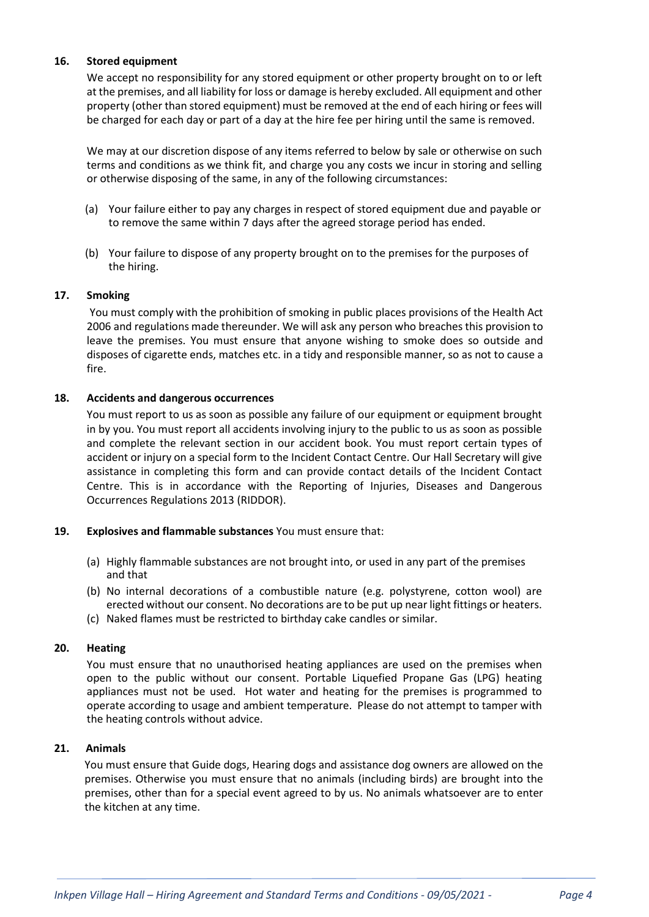### 16. Stored equipment

We accept no responsibility for any stored equipment or other property brought on to or left at the premises, and all liability for loss or damage is hereby excluded. All equipment and other property (other than stored equipment) must be removed at the end of each hiring or fees will be charged for each day or part of a day at the hire fee per hiring until the same is removed.

We may at our discretion dispose of any items referred to below by sale or otherwise on such terms and conditions as we think fit, and charge you any costs we incur in storing and selling or otherwise disposing of the same, in any of the following circumstances:

(a) Your failure either to pay any charges in respect of stored equipment due and payable or to remove the same within 7 days after the agreed storage period has ended.

(b) Your failure to dispose of any property brought on to the premises for the purposes of the hiring.

### 17. Smoking

You must comply with the prohibition of smoking in public places provisions of the Health Act 2006 and regulations made thereunder. We will ask any person who breaches this provision to leave the premises. You must ensure that anyone wishing to smoke does so outside and disposes of cigarette ends, matches etc. in a tidy and responsible manner, so as not to cause a fire.

### 18. Accidents and dangerous occurrences

You must report to us as soon as possible any failure of our equipment or equipment brought in by you. You must report all accidents involving injury to the public to us as soon as possible and complete the relevant section in our accident book. You must report certain types of accident or injury on a special form to the Incident Contact Centre. Our Hall Secretary will give assistance in completing this form and can provide contact details of the Incident Contact Centre. This is in accordance with the Reporting of Injuries, Diseases and Dangerous Occurrences Regulations 2013 (RIDDOR).

### 19. Explosives and flammable substances

You must ensure that:

(a) Highly flammable substances are not brought into, or used in any part of the premises and that
(b) No internal decorations of a combustible nature (e.g. polystyrene, cotton wool) are erected without our consent. No decorations are to be put up near light fittings or heaters.
(c) Naked flames must be restricted to birthday cake candles or similar.

### 20. Heating

You must ensure that no unauthorised heating appliances are used on the premises when open to the public without our consent. Portable Liquefied Propane Gas (LPG) heating appliances must not be used. Hot water and heating for the premises is programmed to operate according to usage and ambient temperature. Please do not attempt to tamper with the heating controls without advice.

### 21. Animals

You must ensure that Guide dogs, Hearing dogs and assistance dog owners are allowed on the premises. Otherwise you must ensure that no animals (including birds) are brought into the premises, other than for a special event agreed to by us. No animals whatsoever are to enter the kitchen at any time.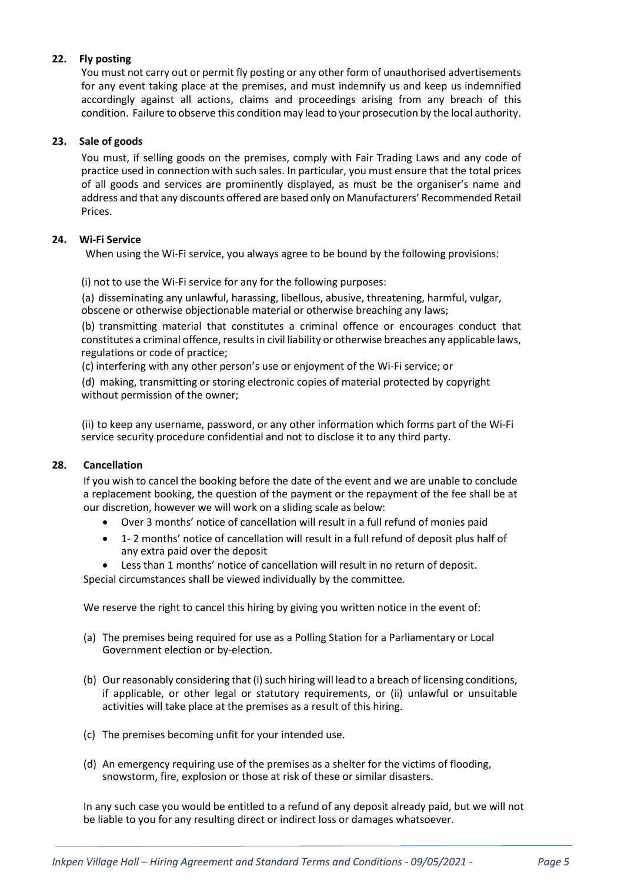### 22. Fly posting

You must not carry out or permit fly posting or any other form of unauthorised advertisements for any event taking place at the premises, and must indemnify us and keep us indemnified accordingly against all actions, claims and proceedings arising from any breach of this condition. Failure to observe this condition may lead to your prosecution by the local authority.

### 23. Sale of goods

You must, if selling goods on the premises, comply with Fair Trading Laws and any code of practice used in connection with such sales. In particular, you must ensure that the total prices of all goods and services are prominently displayed, as must be the organiser's name and address and that any discounts offered are based only on Manufacturers' Recommended Retail Prices.

### 24. Wi-Fi Service

When using the Wi-Fi service, you always agree to be bound by the following provisions:

(i) not to use the Wi-Fi service for any for the following purposes:

(a) disseminating any unlawful, harassing, libellous, abusive, threatening, harmful, vulgar, obscene or otherwise objectionable material or otherwise breaching any laws;

(b) transmitting material that constitutes a criminal offence or encourages conduct that constitutes a criminal offence, results in civil liability or otherwise breaches any applicable laws, regulations or code of practice;

(c) interfering with any other person's use or enjoyment of the Wi-Fi service; or

(d) making, transmitting or storing electronic copies of material protected by copyright without permission of the owner;

(ii) to keep any username, password, or any other information which forms part of the Wi-Fi service security procedure confidential and not to disclose it to any third party.

### 28. Cancellation

If you wish to cancel the booking before the date of the event and we are unable to conclude a replacement booking, the question of the payment or the repayment of the fee shall be at our discretion, however we will work on a sliding scale as below:

- Over 3 months' notice of cancellation will result in a full refund of monies paid
- 1- 2 months' notice of cancellation will result in a full refund of deposit plus half of any extra paid over the deposit
- Less than 1 months' notice of cancellation will result in no return of deposit.

Special circumstances shall be viewed individually by the committee.

We reserve the right to cancel this hiring by giving you written notice in the event of:

(a) The premises being required for use as a Polling Station for a Parliamentary or Local Government election or by-election.

(b) Our reasonably considering that (i) such hiring will lead to a breach of licensing conditions, if applicable, or other legal or statutory requirements, or (ii) unlawful or unsuitable activities will take place at the premises as a result of this hiring.

(c) The premises becoming unfit for your intended use.

(d) An emergency requiring use of the premises as a shelter for the victims of flooding, snowstorm, fire, explosion or those at risk of these or similar disasters.

In any such case you would be entitled to a refund of any deposit already paid, but we will not be liable to you for any resulting direct or indirect loss or damages whatsoever.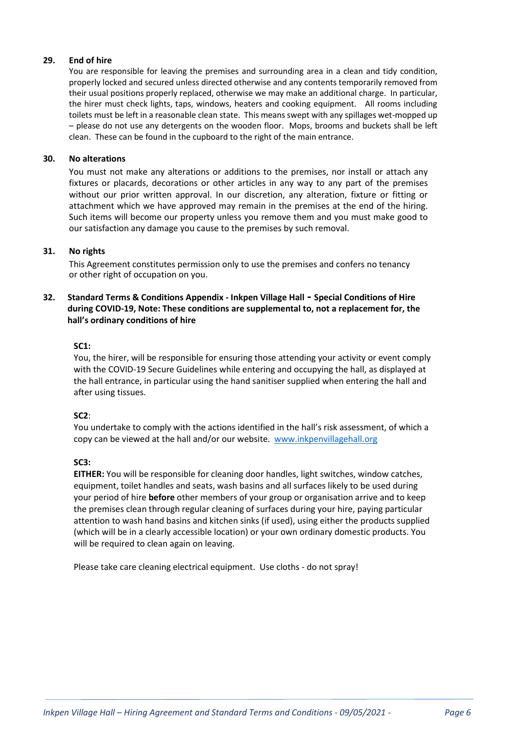**29. End of hire**

You are responsible for leaving the premises and surrounding area in a clean and tidy condition, properly locked and secured unless directed otherwise and any contents temporarily removed from their usual positions properly replaced, otherwise we may make an additional charge. In particular, the hirer must check lights, taps, windows, heaters and cooking equipment. All rooms including toilets must be left in a reasonable clean state. This means swept with any spillages wet-mopped up – please do not use any detergents on the wooden floor. Mops, brooms and buckets shall be left clean. These can be found in the cupboard to the right of the main entrance.

**30. No alterations**

You must not make any alterations or additions to the premises, nor install or attach any fixtures or placards, decorations or other articles in any way to any part of the premises without our prior written approval. In our discretion, any alteration, fixture or fitting or attachment which we have approved may remain in the premises at the end of the hiring. Such items will become our property unless you remove them and you must make good to our satisfaction any damage you cause to the premises by such removal.

**31. No rights**

This Agreement constitutes permission only to use the premises and confers no tenancy or other right of occupation on you.

**32. Standard Terms & Conditions Appendix - Inkpen Village Hall - Special Conditions of Hire during COVID-19, Note: These conditions are supplemental to, not a replacement for, the hall's ordinary conditions of hire**

**SC1:**

You, the hirer, will be responsible for ensuring those attending your activity or event comply with the COVID-19 Secure Guidelines while entering and occupying the hall, as displayed at the hall entrance, in particular using the hand sanitiser supplied when entering the hall and after using tissues.

**SC2**:

You undertake to comply with the actions identified in the hall's risk assessment, of which a copy can be viewed at the hall and/or our website. [www.inkpenvillagehall.org](www.inkpenvillagehall.org)

**SC3:**

**EITHER:** You will be responsible for cleaning door handles, light switches, window catches, equipment, toilet handles and seats, wash basins and all surfaces likely to be used during your period of hire **before** other members of your group or organisation arrive and to keep the premises clean through regular cleaning of surfaces during your hire, paying particular attention to wash hand basins and kitchen sinks (if used), using either the products supplied (which will be in a clearly accessible location) or your own ordinary domestic products. You will be required to clean again on leaving.

Please take care cleaning electrical equipment. Use cloths - do not spray!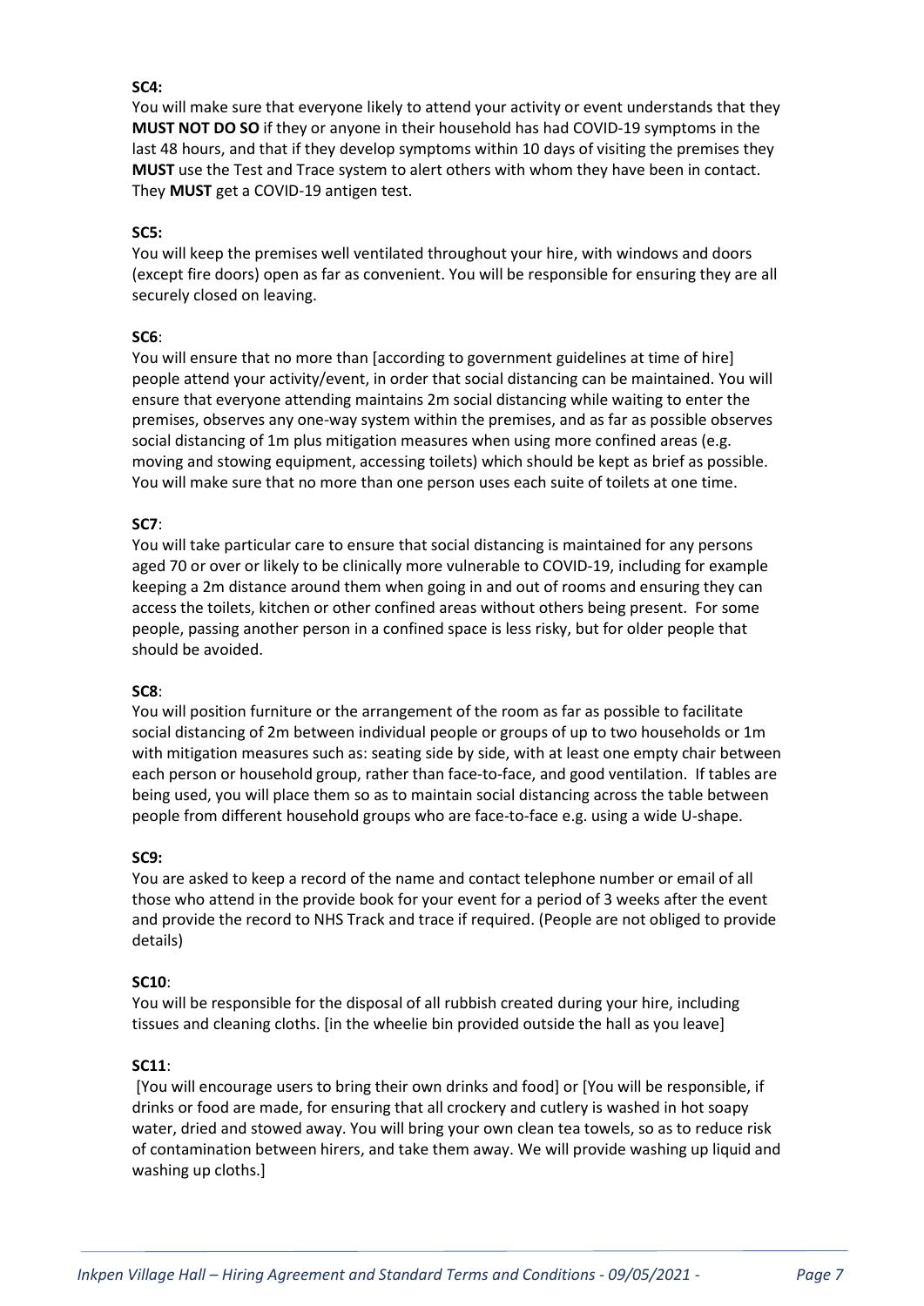**SC4:**

You will make sure that everyone likely to attend your activity or event understands that they **MUST NOT DO SO** if they or anyone in their household has had COVID-19 symptoms in the last 48 hours, and that if they develop symptoms within 10 days of visiting the premises they **MUST** use the Test and Trace system to alert others with whom they have been in contact. They **MUST** get a COVID-19 antigen test.

**SC5:**

You will keep the premises well ventilated throughout your hire, with windows and doors (except fire doors) open as far as convenient. You will be responsible for ensuring they are all securely closed on leaving.

**SC6**:

You will ensure that no more than [according to government guidelines at time of hire] people attend your activity/event, in order that social distancing can be maintained. You will ensure that everyone attending maintains 2m social distancing while waiting to enter the premises, observes any one-way system within the premises, and as far as possible observes social distancing of 1m plus mitigation measures when using more confined areas (e.g. moving and stowing equipment, accessing toilets) which should be kept as brief as possible. You will make sure that no more than one person uses each suite of toilets at one time.

**SC7**:

You will take particular care to ensure that social distancing is maintained for any persons aged 70 or over or likely to be clinically more vulnerable to COVID-19, including for example keeping a 2m distance around them when going in and out of rooms and ensuring they can access the toilets, kitchen or other confined areas without others being present. For some people, passing another person in a confined space is less risky, but for older people that should be avoided.

**SC8**:

You will position furniture or the arrangement of the room as far as possible to facilitate social distancing of 2m between individual people or groups of up to two households or 1m with mitigation measures such as: seating side by side, with at least one empty chair between each person or household group, rather than face-to-face, and good ventilation. If tables are being used, you will place them so as to maintain social distancing across the table between people from different household groups who are face-to-face e.g. using a wide U-shape.

**SC9:**

You are asked to keep a record of the name and contact telephone number or email of all those who attend in the provide book for your event for a period of 3 weeks after the event and provide the record to NHS Track and trace if required. (People are not obliged to provide details)

**SC10**:

You will be responsible for the disposal of all rubbish created during your hire, including tissues and cleaning cloths. [in the wheelie bin provided outside the hall as you leave]

**SC11**:

[You will encourage users to bring their own drinks and food] or [You will be responsible, if drinks or food are made, for ensuring that all crockery and cutlery is washed in hot soapy water, dried and stowed away. You will bring your own clean tea towels, so as to reduce risk of contamination between hirers, and take them away. We will provide washing up liquid and washing up cloths.]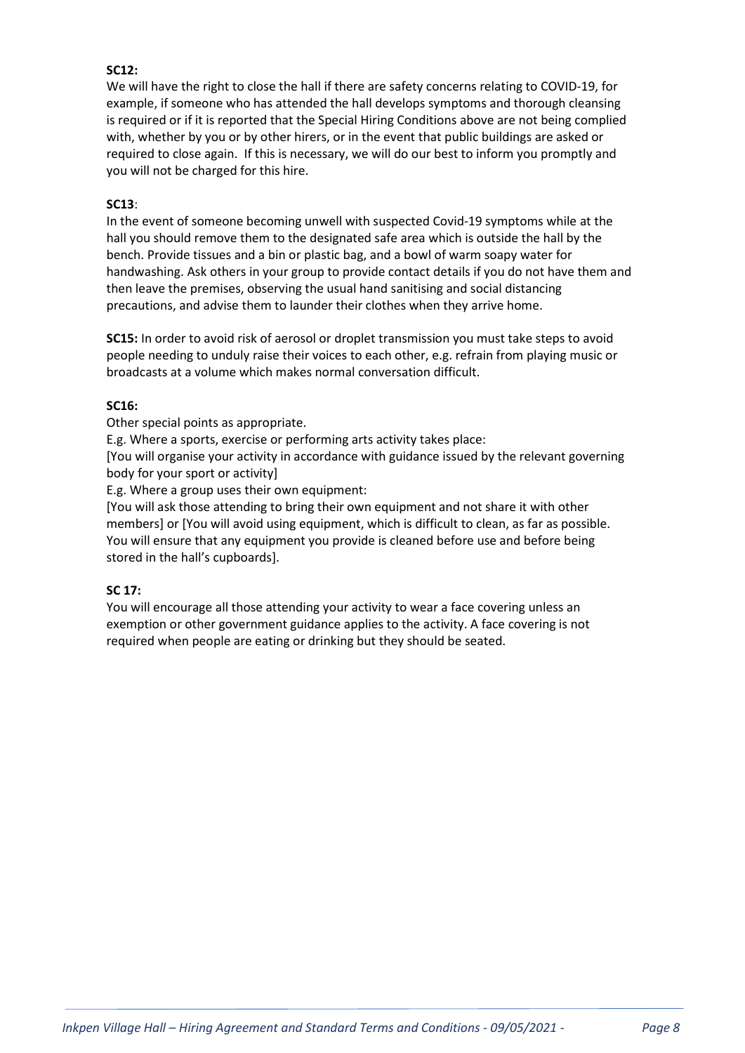**SC12:**
We will have the right to close the hall if there are safety concerns relating to COVID-19, for example, if someone who has attended the hall develops symptoms and thorough cleansing is required or if it is reported that the Special Hiring Conditions above are not being complied with, whether by you or by other hirers, or in the event that public buildings are asked or required to close again. If this is necessary, we will do our best to inform you promptly and you will not be charged for this hire.

**SC13**:
In the event of someone becoming unwell with suspected Covid-19 symptoms while at the hall you should remove them to the designated safe area which is outside the hall by the bench. Provide tissues and a bin or plastic bag, and a bowl of warm soapy water for handwashing. Ask others in your group to provide contact details if you do not have them and then leave the premises, observing the usual hand sanitising and social distancing precautions, and advise them to launder their clothes when they arrive home.

**SC15:** In order to avoid risk of aerosol or droplet transmission you must take steps to avoid people needing to unduly raise their voices to each other, e.g. refrain from playing music or broadcasts at a volume which makes normal conversation difficult.

**SC16:**
Other special points as appropriate.
E.g. Where a sports, exercise or performing arts activity takes place:
[You will organise your activity in accordance with guidance issued by the relevant governing body for your sport or activity]
E.g. Where a group uses their own equipment:
[You will ask those attending to bring their own equipment and not share it with other members] or [You will avoid using equipment, which is difficult to clean, as far as possible. You will ensure that any equipment you provide is cleaned before use and before being stored in the hall's cupboards].

**SC 17:**
You will encourage all those attending your activity to wear a face covering unless an exemption or other government guidance applies to the activity. A face covering is not required when people are eating or drinking but they should be seated.